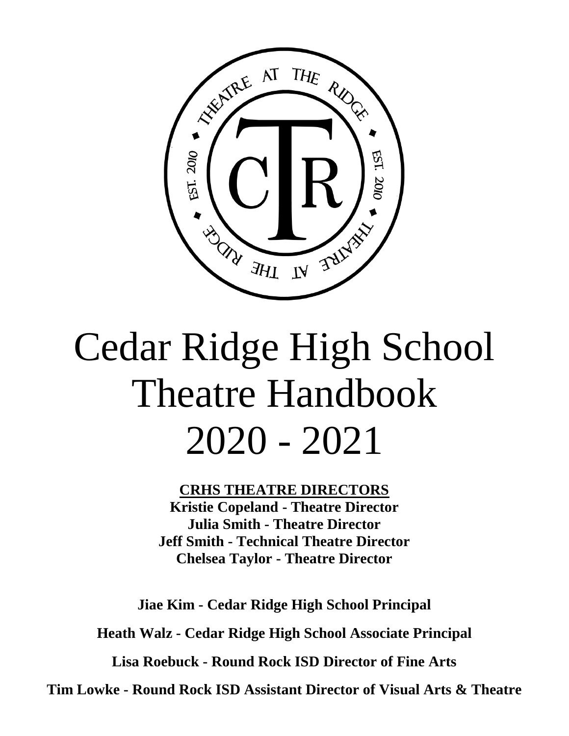# Cedar Ridge High School Theatre Handbook 2020 - 2021

**CRHS THEATRE DIRECTORS**

**Kristie Copeland - Theatre Director**

**Julia Smith - Theatre Director**

**Jeff Smith - Technical Theatre Director**

**Chelsea Taylor - Theatre Director**

**Jiae Kim - Cedar Ridge High School Principal**

**Heath Walz - Cedar Ridge High School Associate Principal**

**Lisa Roebuck - Round Rock ISD Director of Fine Arts**

**Tim Lowke - Round Rock ISD Assistant Director of Visual Arts & Theatre**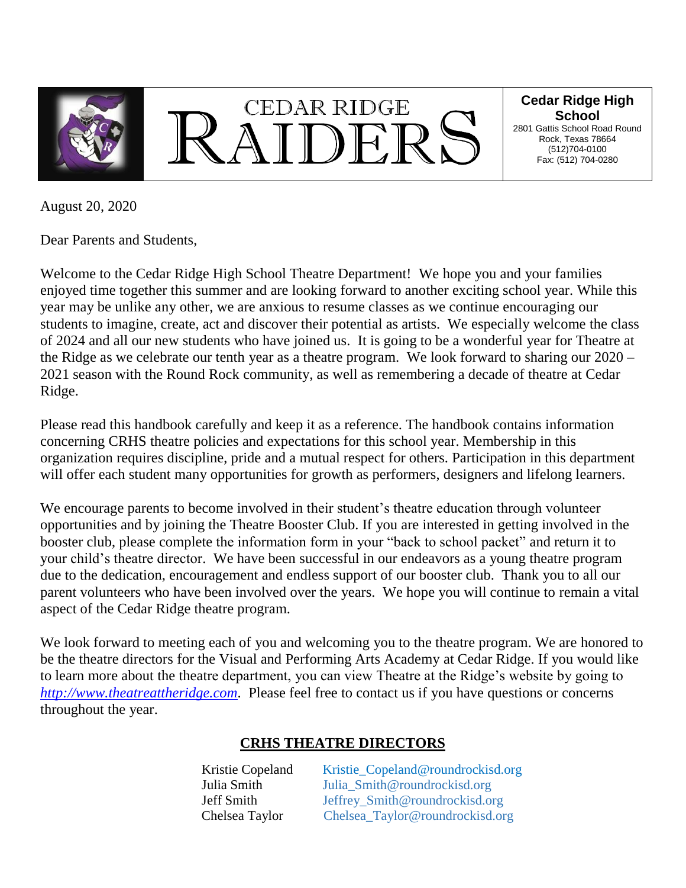**CEDAR RIDGE RAIDERS**

**Cedar Ridge High School**
2801 Gattis School Road Round Rock, Texas 78664
(512)704-0100
Fax: (512) 704-0280

August 20, 2020

Dear Parents and Students,

Welcome to the Cedar Ridge High School Theatre Department! We hope you and your families enjoyed time together this summer and are looking forward to another exciting school year. While this year may be unlike any other, we are anxious to resume classes as we continue encouraging our students to imagine, create, act and discover their potential as artists. We especially welcome the class of 2024 and all our new students who have joined us. It is going to be a wonderful year for Theatre at the Ridge as we celebrate our tenth year as a theatre program. We look forward to sharing our 2020 – 2021 season with the Round Rock community, as well as remembering a decade of theatre at Cedar Ridge.

Please read this handbook carefully and keep it as a reference. The handbook contains information concerning CRHS theatre policies and expectations for this school year. Membership in this organization requires discipline, pride and a mutual respect for others. Participation in this department will offer each student many opportunities for growth as performers, designers and lifelong learners.

We encourage parents to become involved in their student's theatre education through volunteer opportunities and by joining the Theatre Booster Club. If you are interested in getting involved in the booster club, please complete the information form in your "back to school packet" and return it to your child's theatre director. We have been successful in our endeavors as a young theatre program due to the dedication, encouragement and endless support of our booster club. Thank you to all our parent volunteers who have been involved over the years. We hope you will continue to remain a vital aspect of the Cedar Ridge theatre program.

We look forward to meeting each of you and welcoming you to the theatre program. We are honored to be the theatre directors for the Visual and Performing Arts Academy at Cedar Ridge. If you would like to learn more about the theatre department, you can view Theatre at the Ridge's website by going to *http://www.theatreattheridge.com*. Please feel free to contact us if you have questions or concerns throughout the year.

**CRHS THEATRE DIRECTORS**

| | |
|---|---|
| Kristie Copeland | Kristie_Copeland@roundrockisd.org |
| Julia Smith | Julia_Smith@roundrockisd.org |
| Jeff Smith | Jeffrey_Smith@roundrockisd.org |
| Chelsea Taylor | Chelsea_Taylor@roundrockisd.org |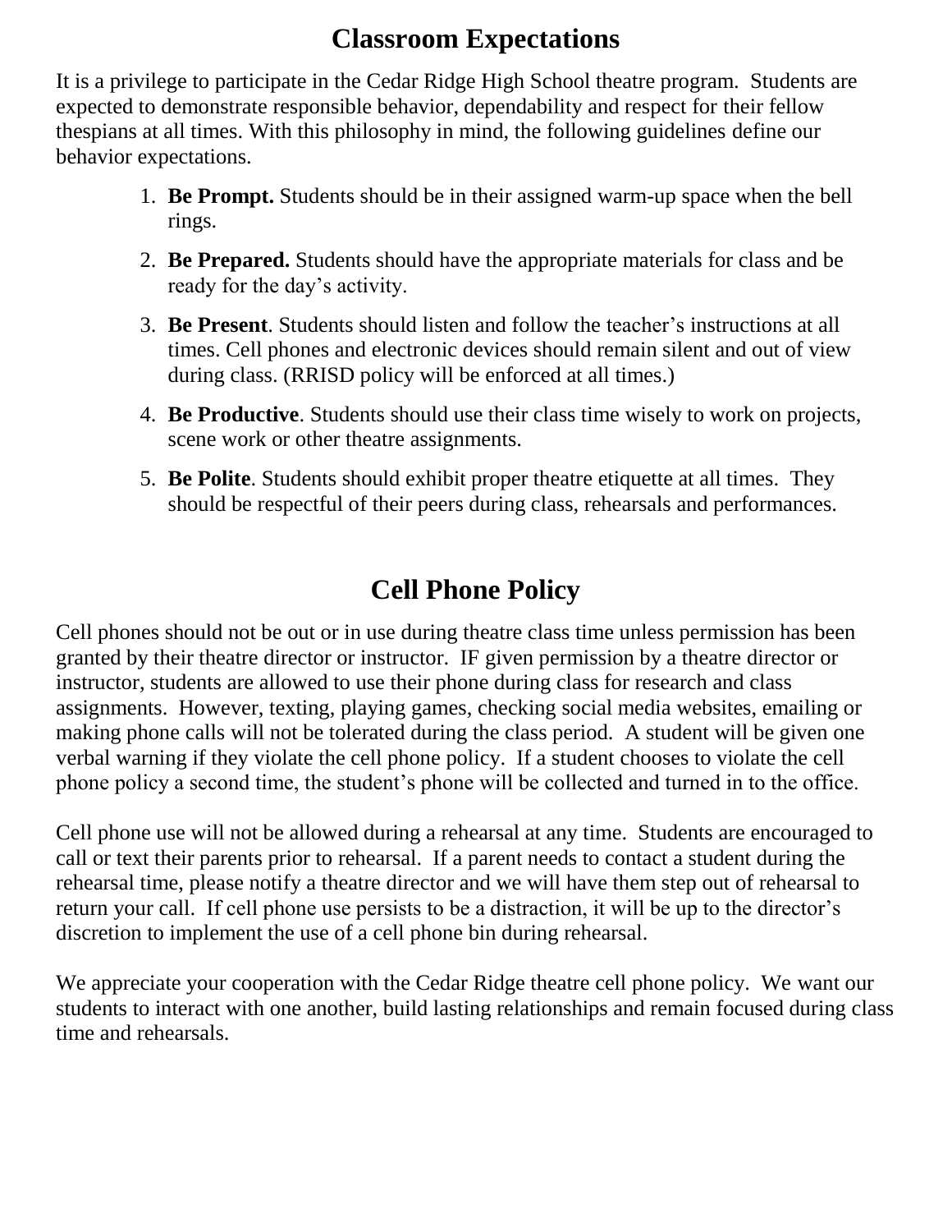# Classroom Expectations

It is a privilege to participate in the Cedar Ridge High School theatre program. Students are expected to demonstrate responsible behavior, dependability and respect for their fellow thespians at all times. With this philosophy in mind, the following guidelines define our behavior expectations.

1. **Be Prompt.** Students should be in their assigned warm-up space when the bell rings.
2. **Be Prepared.** Students should have the appropriate materials for class and be ready for the day's activity.
3. **Be Present**. Students should listen and follow the teacher's instructions at all times. Cell phones and electronic devices should remain silent and out of view during class. (RRISD policy will be enforced at all times.)
4. **Be Productive**. Students should use their class time wisely to work on projects, scene work or other theatre assignments.
5. **Be Polite**. Students should exhibit proper theatre etiquette at all times. They should be respectful of their peers during class, rehearsals and performances.

# Cell Phone Policy

Cell phones should not be out or in use during theatre class time unless permission has been granted by their theatre director or instructor. IF given permission by a theatre director or instructor, students are allowed to use their phone during class for research and class assignments. However, texting, playing games, checking social media websites, emailing or making phone calls will not be tolerated during the class period. A student will be given one verbal warning if they violate the cell phone policy. If a student chooses to violate the cell phone policy a second time, the student's phone will be collected and turned in to the office.

Cell phone use will not be allowed during a rehearsal at any time. Students are encouraged to call or text their parents prior to rehearsal. If a parent needs to contact a student during the rehearsal time, please notify a theatre director and we will have them step out of rehearsal to return your call. If cell phone use persists to be a distraction, it will be up to the director's discretion to implement the use of a cell phone bin during rehearsal.

We appreciate your cooperation with the Cedar Ridge theatre cell phone policy. We want our students to interact with one another, build lasting relationships and remain focused during class time and rehearsals.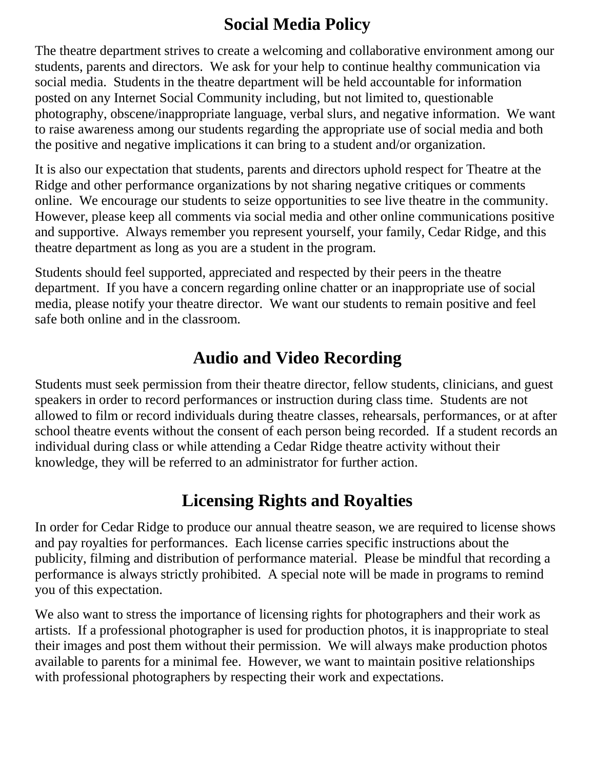## Social Media Policy

The theatre department strives to create a welcoming and collaborative environment among our students, parents and directors. We ask for your help to continue healthy communication via social media. Students in the theatre department will be held accountable for information posted on any Internet Social Community including, but not limited to, questionable photography, obscene/inappropriate language, verbal slurs, and negative information. We want to raise awareness among our students regarding the appropriate use of social media and both the positive and negative implications it can bring to a student and/or organization.

It is also our expectation that students, parents and directors uphold respect for Theatre at the Ridge and other performance organizations by not sharing negative critiques or comments online. We encourage our students to seize opportunities to see live theatre in the community. However, please keep all comments via social media and other online communications positive and supportive. Always remember you represent yourself, your family, Cedar Ridge, and this theatre department as long as you are a student in the program.

Students should feel supported, appreciated and respected by their peers in the theatre department. If you have a concern regarding online chatter or an inappropriate use of social media, please notify your theatre director. We want our students to remain positive and feel safe both online and in the classroom.

## Audio and Video Recording

Students must seek permission from their theatre director, fellow students, clinicians, and guest speakers in order to record performances or instruction during class time. Students are not allowed to film or record individuals during theatre classes, rehearsals, performances, or at after school theatre events without the consent of each person being recorded. If a student records an individual during class or while attending a Cedar Ridge theatre activity without their knowledge, they will be referred to an administrator for further action.

## Licensing Rights and Royalties

In order for Cedar Ridge to produce our annual theatre season, we are required to license shows and pay royalties for performances. Each license carries specific instructions about the publicity, filming and distribution of performance material. Please be mindful that recording a performance is always strictly prohibited. A special note will be made in programs to remind you of this expectation.

We also want to stress the importance of licensing rights for photographers and their work as artists. If a professional photographer is used for production photos, it is inappropriate to steal their images and post them without their permission. We will always make production photos available to parents for a minimal fee. However, we want to maintain positive relationships with professional photographers by respecting their work and expectations.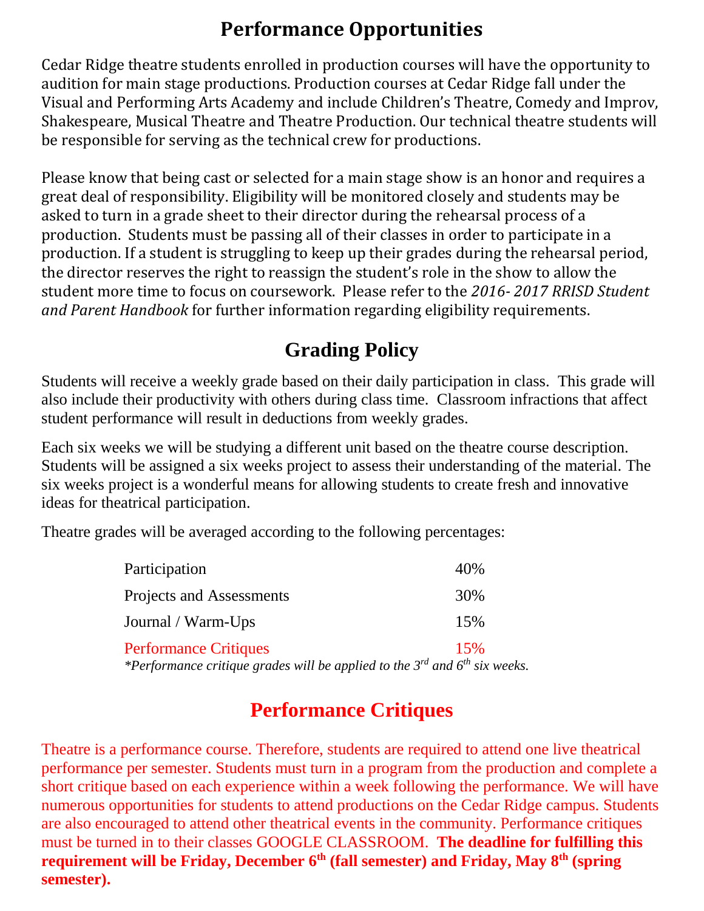# Performance Opportunities

Cedar Ridge theatre students enrolled in production courses will have the opportunity to audition for main stage productions. Production courses at Cedar Ridge fall under the Visual and Performing Arts Academy and include Children's Theatre, Comedy and Improv, Shakespeare, Musical Theatre and Theatre Production. Our technical theatre students will be responsible for serving as the technical crew for productions.

Please know that being cast or selected for a main stage show is an honor and requires a great deal of responsibility. Eligibility will be monitored closely and students may be asked to turn in a grade sheet to their director during the rehearsal process of a production. Students must be passing all of their classes in order to participate in a production. If a student is struggling to keep up their grades during the rehearsal period, the director reserves the right to reassign the student's role in the show to allow the student more time to focus on coursework. Please refer to the *2016- 2017 RRISD Student and Parent Handbook* for further information regarding eligibility requirements.

# Grading Policy

Students will receive a weekly grade based on their daily participation in class. This grade will also include their productivity with others during class time. Classroom infractions that affect student performance will result in deductions from weekly grades.

Each six weeks we will be studying a different unit based on the theatre course description. Students will be assigned a six weeks project to assess their understanding of the material. The six weeks project is a wonderful means for allowing students to create fresh and innovative ideas for theatrical participation.

Theatre grades will be averaged according to the following percentages:

| Category | Percentage |
|---|---|
| Participation | 40% |
| Projects and Assessments | 30% |
| Journal / Warm-Ups | 15% |
| Performance Critiques | 15% |

*\*Performance critique grades will be applied to the 3rd and 6th six weeks.*

# Performance Critiques

Theatre is a performance course. Therefore, students are required to attend one live theatrical performance per semester. Students must turn in a program from the production and complete a short critique based on each experience within a week following the performance. We will have numerous opportunities for students to attend productions on the Cedar Ridge campus. Students are also encouraged to attend other theatrical events in the community. Performance critiques must be turned in to their classes GOOGLE CLASSROOM. **The deadline for fulfilling this requirement will be Friday, December 6th (fall semester) and Friday, May 8th (spring semester).**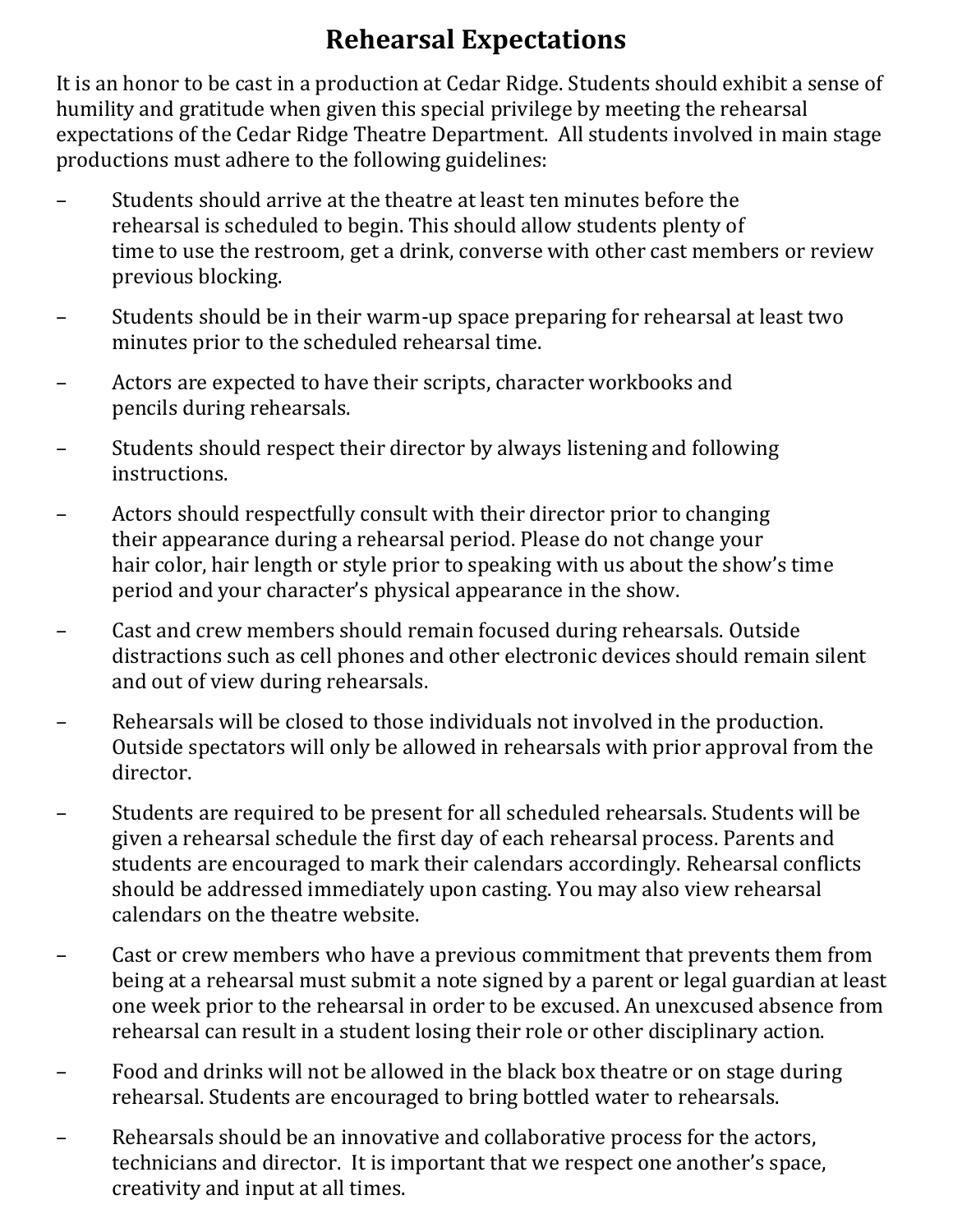# Rehearsal Expectations

It is an honor to be cast in a production at Cedar Ridge. Students should exhibit a sense of humility and gratitude when given this special privilege by meeting the rehearsal expectations of the Cedar Ridge Theatre Department. All students involved in main stage productions must adhere to the following guidelines:

- Students should arrive at the theatre at least ten minutes before the rehearsal is scheduled to begin. This should allow students plenty of time to use the restroom, get a drink, converse with other cast members or review previous blocking.
- Students should be in their warm-up space preparing for rehearsal at least two minutes prior to the scheduled rehearsal time.
- Actors are expected to have their scripts, character workbooks and pencils during rehearsals.
- Students should respect their director by always listening and following instructions.
- Actors should respectfully consult with their director prior to changing their appearance during a rehearsal period. Please do not change your hair color, hair length or style prior to speaking with us about the show's time period and your character's physical appearance in the show.
- Cast and crew members should remain focused during rehearsals. Outside distractions such as cell phones and other electronic devices should remain silent and out of view during rehearsals.
- Rehearsals will be closed to those individuals not involved in the production. Outside spectators will only be allowed in rehearsals with prior approval from the director.
- Students are required to be present for all scheduled rehearsals. Students will be given a rehearsal schedule the first day of each rehearsal process. Parents and students are encouraged to mark their calendars accordingly. Rehearsal conflicts should be addressed immediately upon casting. You may also view rehearsal calendars on the theatre website.
- Cast or crew members who have a previous commitment that prevents them from being at a rehearsal must submit a note signed by a parent or legal guardian at least one week prior to the rehearsal in order to be excused. An unexcused absence from rehearsal can result in a student losing their role or other disciplinary action.
- Food and drinks will not be allowed in the black box theatre or on stage during rehearsal. Students are encouraged to bring bottled water to rehearsals.
- Rehearsals should be an innovative and collaborative process for the actors, technicians and director. It is important that we respect one another's space, creativity and input at all times.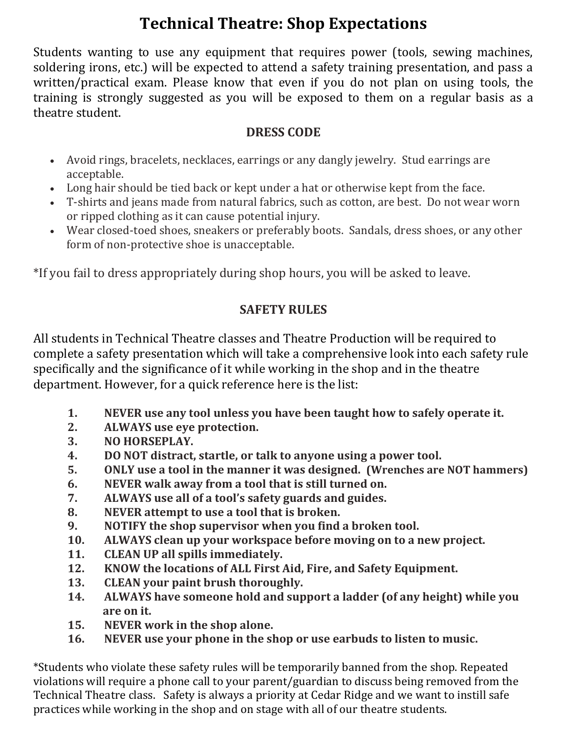# Technical Theatre: Shop Expectations

Students wanting to use any equipment that requires power (tools, sewing machines, soldering irons, etc.) will be expected to attend a safety training presentation, and pass a written/practical exam. Please know that even if you do not plan on using tools, the training is strongly suggested as you will be exposed to them on a regular basis as a theatre student.

## DRESS CODE

- Avoid rings, bracelets, necklaces, earrings or any dangly jewelry. Stud earrings are acceptable.
- Long hair should be tied back or kept under a hat or otherwise kept from the face.
- T-shirts and jeans made from natural fabrics, such as cotton, are best. Do not wear worn or ripped clothing as it can cause potential injury.
- Wear closed-toed shoes, sneakers or preferably boots. Sandals, dress shoes, or any other form of non-protective shoe is unacceptable.

*If you fail to dress appropriately during shop hours, you will be asked to leave.

## SAFETY RULES

All students in Technical Theatre classes and Theatre Production will be required to complete a safety presentation which will take a comprehensive look into each safety rule specifically and the significance of it while working in the shop and in the theatre department. However, for a quick reference here is the list:

1. **NEVER use any tool unless you have been taught how to safely operate it.**
2. **ALWAYS use eye protection.**
3. **NO HORSEPLAY.**
4. **DO NOT distract, startle, or talk to anyone using a power tool.**
5. **ONLY use a tool in the manner it was designed. (Wrenches are NOT hammers)**
6. **NEVER walk away from a tool that is still turned on.**
7. **ALWAYS use all of a tool's safety guards and guides.**
8. **NEVER attempt to use a tool that is broken.**
9. **NOTIFY the shop supervisor when you find a broken tool.**
10. **ALWAYS clean up your workspace before moving on to a new project.**
11. **CLEAN UP all spills immediately.**
12. **KNOW the locations of ALL First Aid, Fire, and Safety Equipment.**
13. **CLEAN your paint brush thoroughly.**
14. **ALWAYS have someone hold and support a ladder (of any height) while you are on it.**
15. **NEVER work in the shop alone.**
16. **NEVER use your phone in the shop or use earbuds to listen to music.**

*Students who violate these safety rules will be temporarily banned from the shop. Repeated violations will require a phone call to your parent/guardian to discuss being removed from the Technical Theatre class. Safety is always a priority at Cedar Ridge and we want to instill safe practices while working in the shop and on stage with all of our theatre students.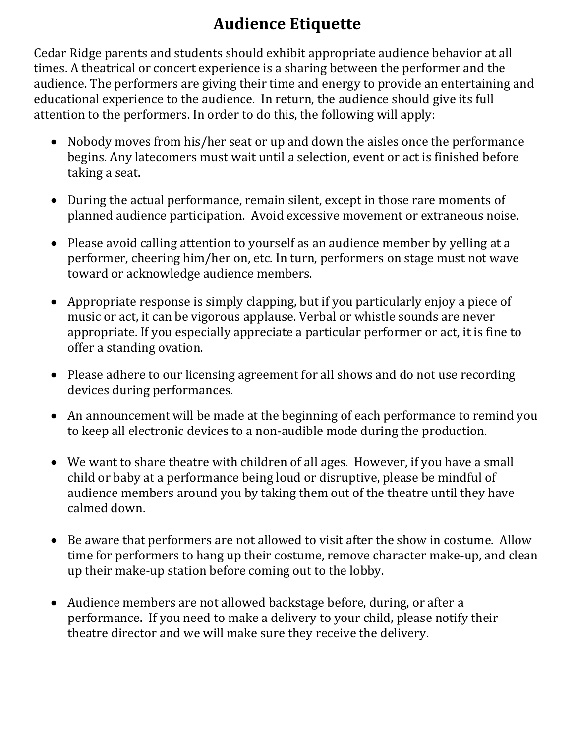# Audience Etiquette

Cedar Ridge parents and students should exhibit appropriate audience behavior at all times. A theatrical or concert experience is a sharing between the performer and the audience. The performers are giving their time and energy to provide an entertaining and educational experience to the audience. In return, the audience should give its full attention to the performers. In order to do this, the following will apply:

- Nobody moves from his/her seat or up and down the aisles once the performance begins. Any latecomers must wait until a selection, event or act is finished before taking a seat.

- During the actual performance, remain silent, except in those rare moments of planned audience participation. Avoid excessive movement or extraneous noise.

- Please avoid calling attention to yourself as an audience member by yelling at a performer, cheering him/her on, etc. In turn, performers on stage must not wave toward or acknowledge audience members.

- Appropriate response is simply clapping, but if you particularly enjoy a piece of music or act, it can be vigorous applause. Verbal or whistle sounds are never appropriate. If you especially appreciate a particular performer or act, it is fine to offer a standing ovation.

- Please adhere to our licensing agreement for all shows and do not use recording devices during performances.

- An announcement will be made at the beginning of each performance to remind you to keep all electronic devices to a non-audible mode during the production.

- We want to share theatre with children of all ages. However, if you have a small child or baby at a performance being loud or disruptive, please be mindful of audience members around you by taking them out of the theatre until they have calmed down.

- Be aware that performers are not allowed to visit after the show in costume. Allow time for performers to hang up their costume, remove character make-up, and clean up their make-up station before coming out to the lobby.

- Audience members are not allowed backstage before, during, or after a performance. If you need to make a delivery to your child, please notify their theatre director and we will make sure they receive the delivery.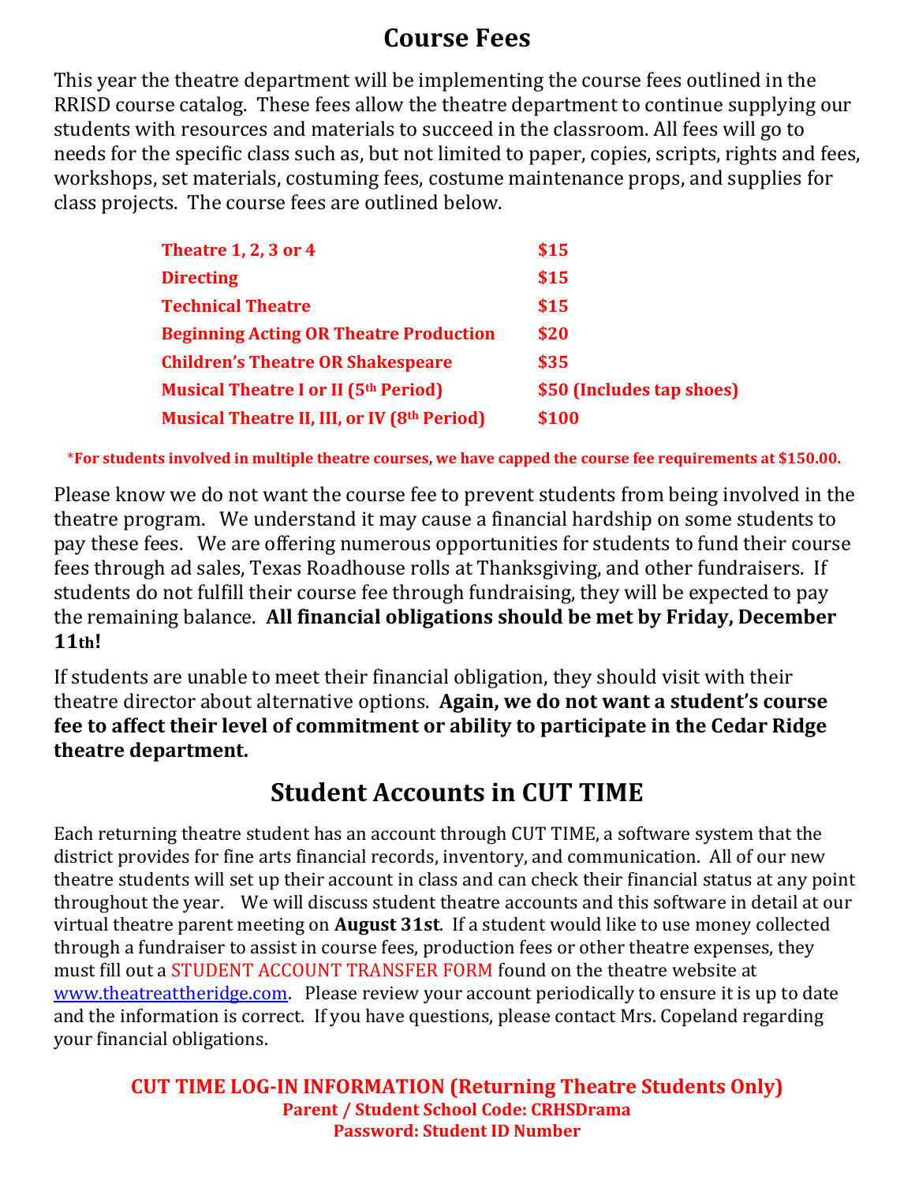# Course Fees

This year the theatre department will be implementing the course fees outlined in the RRISD course catalog. These fees allow the theatre department to continue supplying our students with resources and materials to succeed in the classroom. All fees will go to needs for the specific class such as, but not limited to paper, copies, scripts, rights and fees, workshops, set materials, costuming fees, costume maintenance props, and supplies for class projects. The course fees are outlined below.

| Course | Fee |
| --- | --- |
| **Theatre 1, 2, 3 or 4** | **$15** |
| **Directing** | **$15** |
| **Technical Theatre** | **$15** |
| **Beginning Acting OR Theatre Production** | **$20** |
| **Children's Theatre OR Shakespeare** | **$35** |
| **Musical Theatre I or II (5th Period)** | **$50 (Includes tap shoes)** |
| **Musical Theatre II, III, or IV (8th Period)** | **$100** |

*For students involved in multiple theatre courses, we have capped the course fee requirements at $150.00.**

Please know we do not want the course fee to prevent students from being involved in the theatre program. We understand it may cause a financial hardship on some students to pay these fees. We are offering numerous opportunities for students to fund their course fees through ad sales, Texas Roadhouse rolls at Thanksgiving, and other fundraisers. If students do not fulfill their course fee through fundraising, they will be expected to pay the remaining balance. **All financial obligations should be met by Friday, December 11th!**

If students are unable to meet their financial obligation, they should visit with their theatre director about alternative options. **Again, we do not want a student's course fee to affect their level of commitment or ability to participate in the Cedar Ridge theatre department.**

# Student Accounts in CUT TIME

Each returning theatre student has an account through CUT TIME, a software system that the district provides for fine arts financial records, inventory, and communication. All of our new theatre students will set up their account in class and can check their financial status at any point throughout the year. We will discuss student theatre accounts and this software in detail at our virtual theatre parent meeting on **August 31st**. If a student would like to use money collected through a fundraiser to assist in course fees, production fees or other theatre expenses, they must fill out a STUDENT ACCOUNT TRANSFER FORM found on the theatre website at www.theatreattheridge.com. Please review your account periodically to ensure it is up to date and the information is correct. If you have questions, please contact Mrs. Copeland regarding your financial obligations.

**CUT TIME LOG-IN INFORMATION (Returning Theatre Students Only)**
**Parent / Student School Code: CRHSDrama**
**Password: Student ID Number**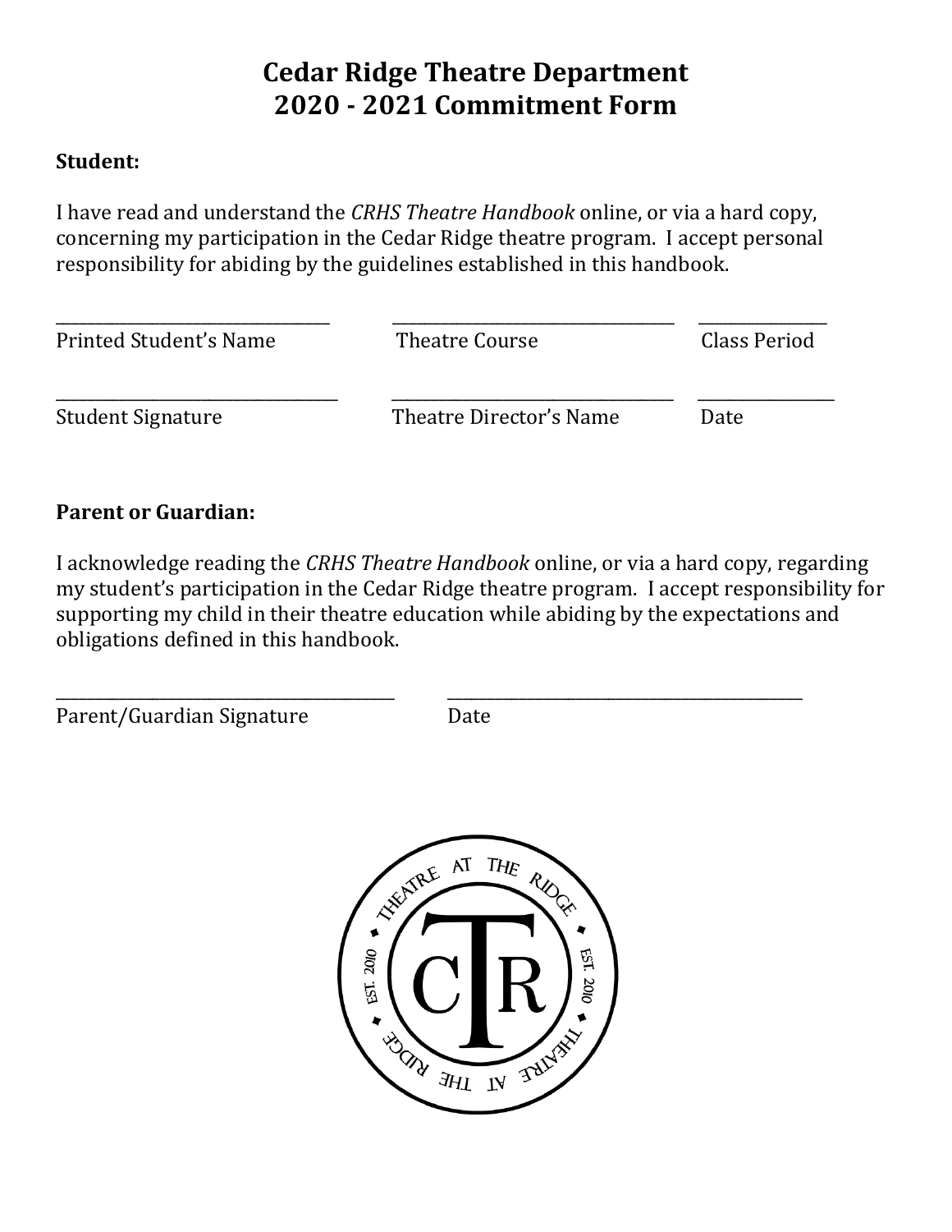# Cedar Ridge Theatre Department
# 2020 - 2021 Commitment Form

**Student:**

I have read and understand the *CRHS Theatre Handbook* online, or via a hard copy, concerning my participation in the Cedar Ridge theatre program. I accept personal responsibility for abiding by the guidelines established in this handbook.

______________________________ ______________________________ ______________

Printed Student's Name Theatre Course Class Period

______________________________ ______________________________ ______________

Student Signature Theatre Director's Name Date

**Parent or Guardian:**

I acknowledge reading the *CRHS Theatre Handbook* online, or via a hard copy, regarding my student's participation in the Cedar Ridge theatre program. I accept responsibility for supporting my child in their theatre education while abiding by the expectations and obligations defined in this handbook.

____________________________________ ____________________________________

Parent/Guardian Signature Date

THEATRE AT THE RIDGE • EST. 2010 • CTR